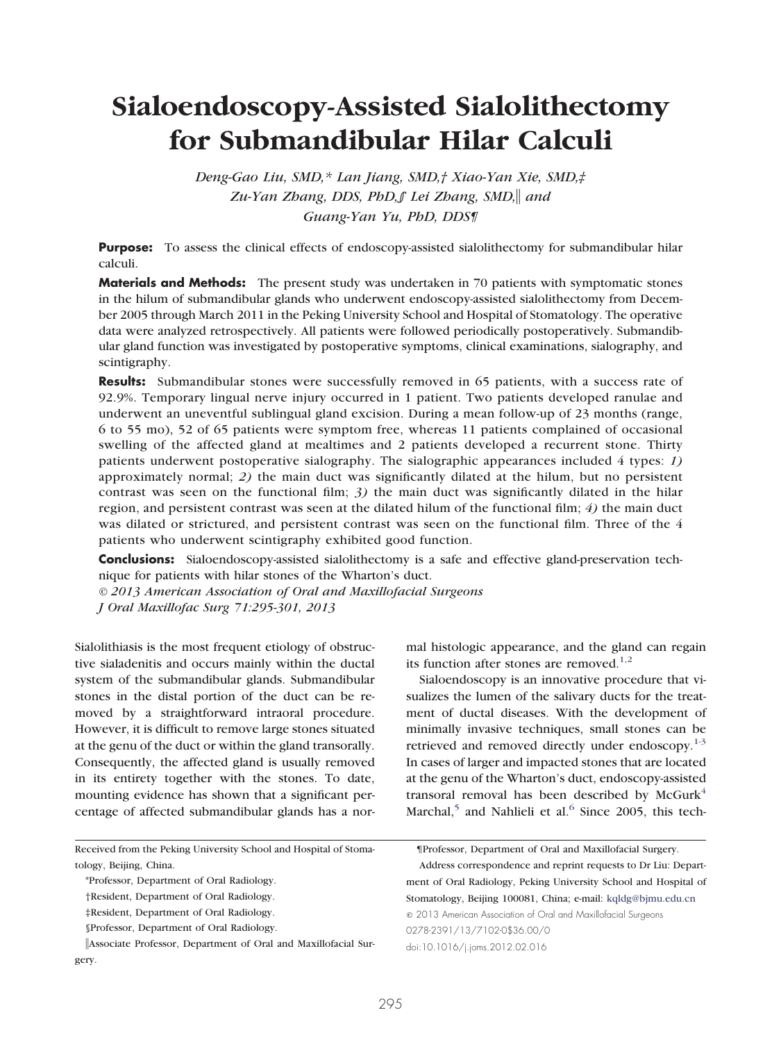# Sialoendoscopy-Assisted Sialolithectomy for Submandibular Hilar Calculi

*Deng-Gao Liu, SMD,\* Lan Jiang, SMD,† Xiao-Yan Xie, SMD,‡ Zu-Yan Zhang, DDS, PhD,§ Lei Zhang, SMD,|| and Guang-Yan Yu, PhD, DDS¶*

**Purpose:** To assess the clinical effects of endoscopy-assisted sialolithectomy for submandibular hilar calculi.

**Materials and Methods:** The present study was undertaken in 70 patients with symptomatic stones in the hilum of submandibular glands who underwent endoscopy-assisted sialolithectomy from December 2005 through March 2011 in the Peking University School and Hospital of Stomatology. The operative data were analyzed retrospectively. All patients were followed periodically postoperatively. Submandibular gland function was investigated by postoperative symptoms, clinical examinations, sialography, and scintigraphy.

**Results:** Submandibular stones were successfully removed in 65 patients, with a success rate of 92.9%. Temporary lingual nerve injury occurred in 1 patient. Two patients developed ranulae and underwent an uneventful sublingual gland excision. During a mean follow-up of 23 months (range, 6 to 55 mo), 52 of 65 patients were symptom free, whereas 11 patients complained of occasional swelling of the affected gland at mealtimes and 2 patients developed a recurrent stone. Thirty patients underwent postoperative sialography. The sialographic appearances included 4 types: *1)* approximately normal; *2)* the main duct was significantly dilated at the hilum, but no persistent contrast was seen on the functional film; *3)* the main duct was significantly dilated in the hilar region, and persistent contrast was seen at the dilated hilum of the functional film; *4)* the main duct was dilated or strictured, and persistent contrast was seen on the functional film. Three of the 4 patients who underwent scintigraphy exhibited good function.

**Conclusions:** Sialoendoscopy-assisted sialolithectomy is a safe and effective gland-preservation technique for patients with hilar stones of the Wharton's duct.

*© 2013 American Association of Oral and Maxillofacial Surgeons*
*J Oral Maxillofac Surg 71:295-301, 2013*

Sialolithiasis is the most frequent etiology of obstructive sialadenitis and occurs mainly within the ductal system of the submandibular glands. Submandibular stones in the distal portion of the duct can be removed by a straightforward intraoral procedure. However, it is difficult to remove large stones situated at the genu of the duct or within the gland transorally. Consequently, the affected gland is usually removed in its entirety together with the stones. To date, mounting evidence has shown that a significant percentage of affected submandibular glands has a normal histologic appearance, and the gland can regain its function after stones are removed.[1,2]

Sialoendoscopy is an innovative procedure that visualizes the lumen of the salivary ducts for the treatment of ductal diseases. With the development of minimally invasive techniques, small stones can be retrieved and removed directly under endoscopy.[1-3] In cases of larger and impacted stones that are located at the genu of the Wharton's duct, endoscopy-assisted transoral removal has been described by McGurk[4] Marchal,[5] and Nahlieli et al.[6] Since 2005, this tech-

---

Received from the Peking University School and Hospital of Stomatology, Beijing, China.

\*Professor, Department of Oral Radiology.

†Resident, Department of Oral Radiology.

‡Resident, Department of Oral Radiology.

§Professor, Department of Oral Radiology.

||Associate Professor, Department of Oral and Maxillofacial Surgery.

¶Professor, Department of Oral and Maxillofacial Surgery.

Address correspondence and reprint requests to Dr Liu: Department of Oral Radiology, Peking University School and Hospital of Stomatology, Beijing 100081, China; e-mail: kqldg@bjmu.edu.cn

© 2013 American Association of Oral and Maxillofacial Surgeons
0278-2391/13/7102-0$36.00/0
doi:10.1016/j.joms.2012.02.016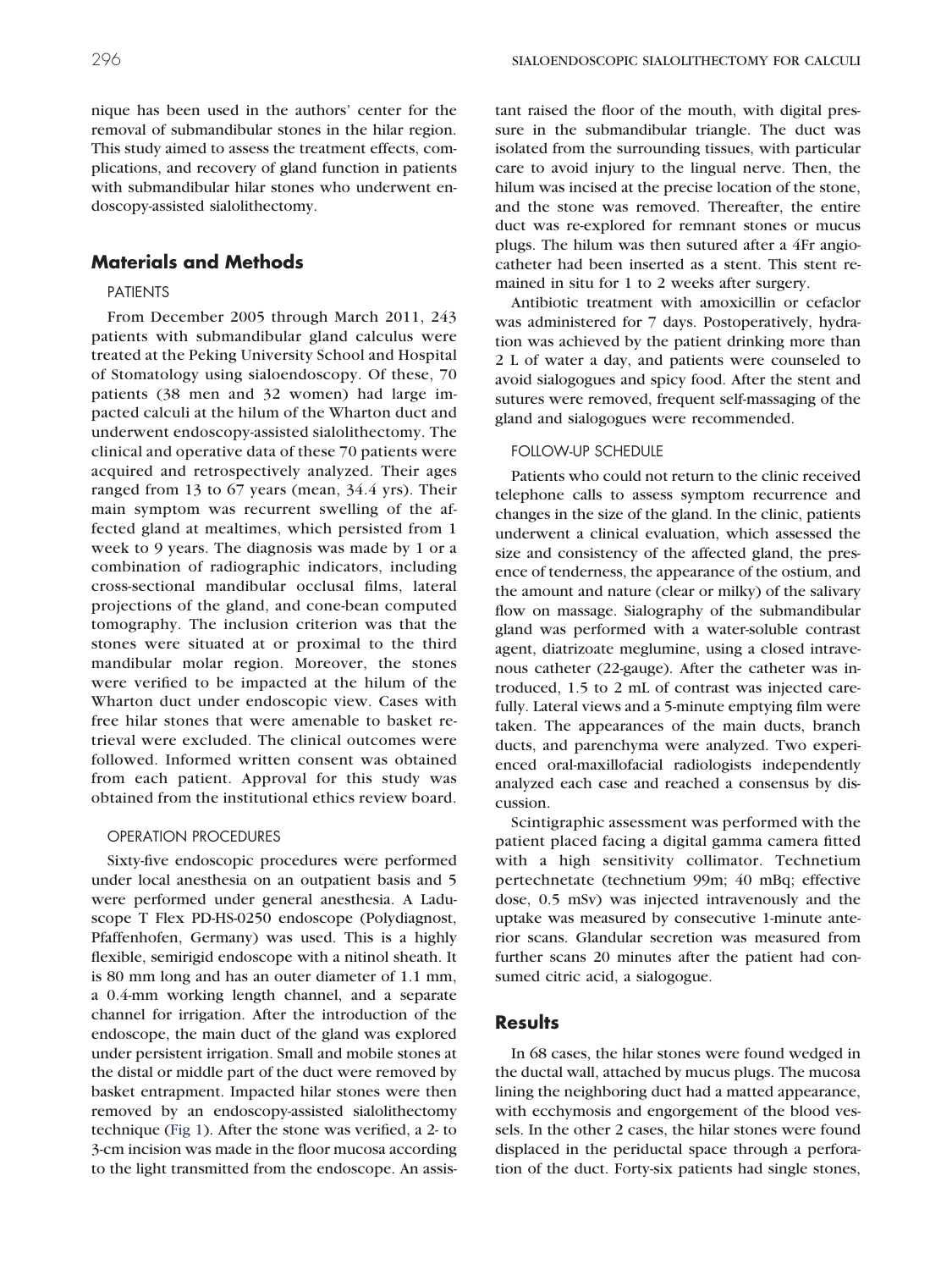nique has been used in the authors' center for the removal of submandibular stones in the hilar region. This study aimed to assess the treatment effects, complications, and recovery of gland function in patients with submandibular hilar stones who underwent endoscopy-assisted sialolithectomy.

## Materials and Methods

### PATIENTS

From December 2005 through March 2011, 243 patients with submandibular gland calculus were treated at the Peking University School and Hospital of Stomatology using sialoendoscopy. Of these, 70 patients (38 men and 32 women) had large impacted calculi at the hilum of the Wharton duct and underwent endoscopy-assisted sialolithectomy. The clinical and operative data of these 70 patients were acquired and retrospectively analyzed. Their ages ranged from 13 to 67 years (mean, 34.4 yrs). Their main symptom was recurrent swelling of the affected gland at mealtimes, which persisted from 1 week to 9 years. The diagnosis was made by 1 or a combination of radiographic indicators, including cross-sectional mandibular occlusal films, lateral projections of the gland, and cone-bean computed tomography. The inclusion criterion was that the stones were situated at or proximal to the third mandibular molar region. Moreover, the stones were verified to be impacted at the hilum of the Wharton duct under endoscopic view. Cases with free hilar stones that were amenable to basket retrieval were excluded. The clinical outcomes were followed. Informed written consent was obtained from each patient. Approval for this study was obtained from the institutional ethics review board.

### OPERATION PROCEDURES

Sixty-five endoscopic procedures were performed under local anesthesia on an outpatient basis and 5 were performed under general anesthesia. A Laduscope T Flex PD-HS-0250 endoscope (Polydiagnost, Pfaffenhofen, Germany) was used. This is a highly flexible, semirigid endoscope with a nitinol sheath. It is 80 mm long and has an outer diameter of 1.1 mm, a 0.4-mm working length channel, and a separate channel for irrigation. After the introduction of the endoscope, the main duct of the gland was explored under persistent irrigation. Small and mobile stones at the distal or middle part of the duct were removed by basket entrapment. Impacted hilar stones were then removed by an endoscopy-assisted sialolithectomy technique (Fig 1). After the stone was verified, a 2- to 3-cm incision was made in the floor mucosa according to the light transmitted from the endoscope. An assistant raised the floor of the mouth, with digital pressure in the submandibular triangle. The duct was isolated from the surrounding tissues, with particular care to avoid injury to the lingual nerve. Then, the hilum was incised at the precise location of the stone, and the stone was removed. Thereafter, the entire duct was re-explored for remnant stones or mucus plugs. The hilum was then sutured after a 4Fr angiocatheter had been inserted as a stent. This stent remained in situ for 1 to 2 weeks after surgery.

Antibiotic treatment with amoxicillin or cefaclor was administered for 7 days. Postoperatively, hydration was achieved by the patient drinking more than 2 L of water a day, and patients were counseled to avoid sialogogues and spicy food. After the stent and sutures were removed, frequent self-massaging of the gland and sialogogues were recommended.

### FOLLOW-UP SCHEDULE

Patients who could not return to the clinic received telephone calls to assess symptom recurrence and changes in the size of the gland. In the clinic, patients underwent a clinical evaluation, which assessed the size and consistency of the affected gland, the presence of tenderness, the appearance of the ostium, and the amount and nature (clear or milky) of the salivary flow on massage. Sialography of the submandibular gland was performed with a water-soluble contrast agent, diatrizoate meglumine, using a closed intravenous catheter (22-gauge). After the catheter was introduced, 1.5 to 2 mL of contrast was injected carefully. Lateral views and a 5-minute emptying film were taken. The appearances of the main ducts, branch ducts, and parenchyma were analyzed. Two experienced oral-maxillofacial radiologists independently analyzed each case and reached a consensus by discussion.

Scintigraphic assessment was performed with the patient placed facing a digital gamma camera fitted with a high sensitivity collimator. Technetium pertechnetate (technetium 99m; 40 mBq; effective dose, 0.5 mSv) was injected intravenously and the uptake was measured by consecutive 1-minute anterior scans. Glandular secretion was measured from further scans 20 minutes after the patient had consumed citric acid, a sialogogue.

## Results

In 68 cases, the hilar stones were found wedged in the ductal wall, attached by mucus plugs. The mucosa lining the neighboring duct had a matted appearance, with ecchymosis and engorgement of the blood vessels. In the other 2 cases, the hilar stones were found displaced in the periductal space through a perforation of the duct. Forty-six patients had single stones,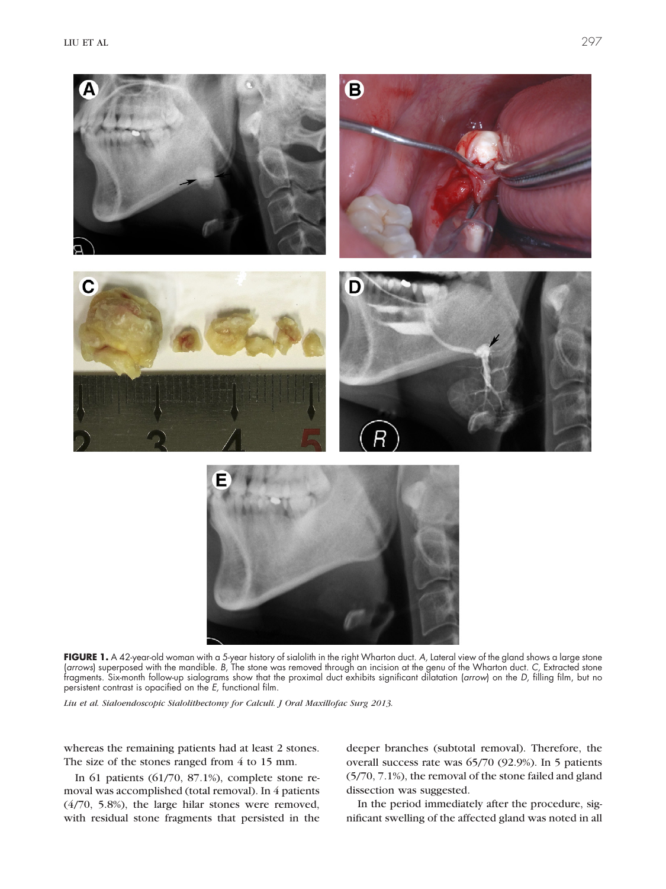**FIGURE 1.** A 42-year-old woman with a 5-year history of sialolith in the right Wharton duct. *A,* Lateral view of the gland shows a large stone (*arrows*) superposed with the mandible. *B,* The stone was removed through an incision at the genu of the Wharton duct. *C,* Extracted stone fragments. Six-month follow-up sialograms show that the proximal duct exhibits significant dilatation (*arrow*) on the *D,* filling film, but no persistent contrast is opacified on the *E,* functional film.

*Liu et al. Sialoendoscopic Sialolithectomy for Calculi. J Oral Maxillofac Surg 2013.*

whereas the remaining patients had at least 2 stones. The size of the stones ranged from 4 to 15 mm.

In 61 patients (61/70, 87.1%), complete stone removal was accomplished (total removal). In 4 patients (4/70, 5.8%), the large hilar stones were removed, with residual stone fragments that persisted in the deeper branches (subtotal removal). Therefore, the overall success rate was 65/70 (92.9%). In 5 patients (5/70, 7.1%), the removal of the stone failed and gland dissection was suggested.

In the period immediately after the procedure, significant swelling of the affected gland was noted in all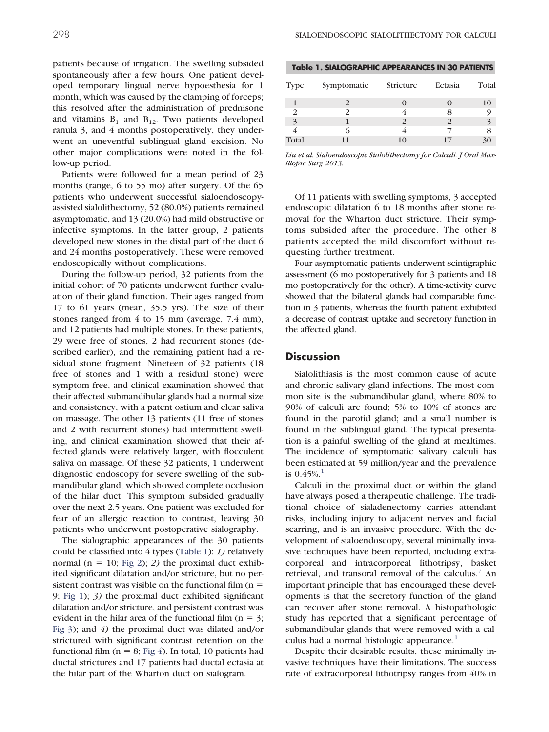patients because of irrigation. The swelling subsided spontaneously after a few hours. One patient developed temporary lingual nerve hypoesthesia for 1 month, which was caused by the clamping of forceps; this resolved after the administration of prednisone and vitamins $B_1$ and $B_{12}$. Two patients developed ranula 3, and 4 months postoperatively, they underwent an uneventful sublingual gland excision. No other major complications were noted in the follow-up period.

Patients were followed for a mean period of 23 months (range, 6 to 55 mo) after surgery. Of the 65 patients who underwent successful sialoendoscopy-assisted sialolithectomy, 52 (80.0%) patients remained asymptomatic, and 13 (20.0%) had mild obstructive or infective symptoms. In the latter group, 2 patients developed new stones in the distal part of the duct 6 and 24 months postoperatively. These were removed endoscopically without complications.

During the follow-up period, 32 patients from the initial cohort of 70 patients underwent further evaluation of their gland function. Their ages ranged from 17 to 61 years (mean, 35.5 yrs). The size of their stones ranged from 4 to 15 mm (average, 7.4 mm), and 12 patients had multiple stones. In these patients, 29 were free of stones, 2 had recurrent stones (described earlier), and the remaining patient had a residual stone fragment. Nineteen of 32 patients (18 free of stones and 1 with a residual stone) were symptom free, and clinical examination showed that their affected submandibular glands had a normal size and consistency, with a patent ostium and clear saliva on massage. The other 13 patients (11 free of stones and 2 with recurrent stones) had intermittent swelling, and clinical examination showed that their affected glands were relatively larger, with flocculent saliva on massage. Of these 32 patients, 1 underwent diagnostic endoscopy for severe swelling of the submandibular gland, which showed complete occlusion of the hilar duct. This symptom subsided gradually over the next 2.5 years. One patient was excluded for fear of an allergic reaction to contrast, leaving 30 patients who underwent postoperative sialography.

The sialographic appearances of the 30 patients could be classified into 4 types (Table 1): *1)* relatively normal (n = 10; Fig 2); *2)* the proximal duct exhibited significant dilatation and/or stricture, but no persistent contrast was visible on the functional film (n = 9; Fig 1); *3)* the proximal duct exhibited significant dilatation and/or stricture, and persistent contrast was evident in the hilar area of the functional film (n = 3; Fig 3); and *4)* the proximal duct was dilated and/or strictured with significant contrast retention on the functional film (n = 8; Fig 4). In total, 10 patients had ductal strictures and 17 patients had ductal ectasia at the hilar part of the Wharton duct on sialogram.

**Table 1. SIALOGRAPHIC APPEARANCES IN 30 PATIENTS**

| Type | Symptomatic | Stricture | Ectasia | Total |
|---|---|---|---|---|
| 1 | 2 | 0 | 0 | 10 |
| 2 | 2 | 4 | 8 | 9 |
| 3 | 1 | 2 | 2 | 3 |
| 4 | 6 | 4 | 7 | 8 |
| Total | 11 | 10 | 17 | 30 |

*Liu et al. Sialoendoscopic Sialolithectomy for Calculi. J Oral Maxillofac Surg 2013.*

Of 11 patients with swelling symptoms, 3 accepted endoscopic dilatation 6 to 18 months after stone removal for the Wharton duct stricture. Their symptoms subsided after the procedure. The other 8 patients accepted the mild discomfort without requesting further treatment.

Four asymptomatic patients underwent scintigraphic assessment (6 mo postoperatively for 3 patients and 18 mo postoperatively for the other). A time-activity curve showed that the bilateral glands had comparable function in 3 patients, whereas the fourth patient exhibited a decrease of contrast uptake and secretory function in the affected gland.

## Discussion

Sialolithiasis is the most common cause of acute and chronic salivary gland infections. The most common site is the submandibular gland, where 80% to 90% of calculi are found; 5% to 10% of stones are found in the parotid gland; and a small number is found in the sublingual gland. The typical presentation is a painful swelling of the gland at mealtimes. The incidence of symptomatic salivary calculi has been estimated at 59 million/year and the prevalence is 0.45%.[1]

Calculi in the proximal duct or within the gland have always posed a therapeutic challenge. The traditional choice of sialadenectomy carries attendant risks, including injury to adjacent nerves and facial scarring, and is an invasive procedure. With the development of sialoendoscopy, several minimally invasive techniques have been reported, including extracorporeal and intracorporeal lithotripsy, basket retrieval, and transoral removal of the calculus.[7] An important principle that has encouraged these developments is that the secretory function of the gland can recover after stone removal. A histopathologic study has reported that a significant percentage of submandibular glands that were removed with a calculus had a normal histologic appearance.[1]

Despite their desirable results, these minimally invasive techniques have their limitations. The success rate of extracorporeal lithotripsy ranges from 40% in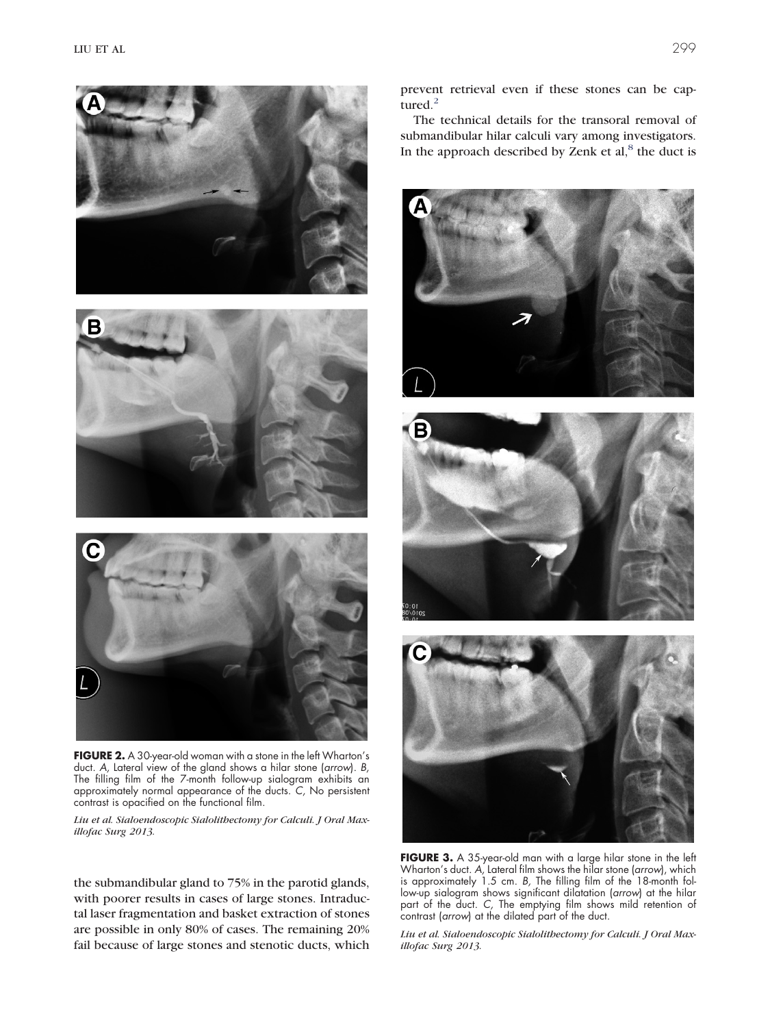prevent retrieval even if these stones can be captured.[2]

The technical details for the transoral removal of submandibular hilar calculi vary among investigators. In the approach described by Zenk et al,[8] the duct is

**FIGURE 2.** A 30-year-old woman with a stone in the left Wharton's duct. *A,* Lateral view of the gland shows a hilar stone (*arrow*). *B,* The filling film of the 7-month follow-up sialogram exhibits an approximately normal appearance of the ducts. *C,* No persistent contrast is opacified on the functional film.

*Liu et al. Sialoendoscopic Sialolithectomy for Calculi. J Oral Maxillofac Surg 2013.*

the submandibular gland to 75% in the parotid glands, with poorer results in cases of large stones. Intraductal laser fragmentation and basket extraction of stones are possible in only 80% of cases. The remaining 20% fail because of large stones and stenotic ducts, which

**FIGURE 3.** A 35-year-old man with a large hilar stone in the left Wharton's duct. *A,* Lateral film shows the hilar stone (*arrow*), which is approximately 1.5 cm. *B,* The filling film of the 18-month follow-up sialogram shows significant dilatation (*arrow*) at the hilar part of the duct. *C,* The emptying film shows mild retention of contrast (*arrow*) at the dilated part of the duct.

*Liu et al. Sialoendoscopic Sialolithectomy for Calculi. J Oral Maxillofac Surg 2013.*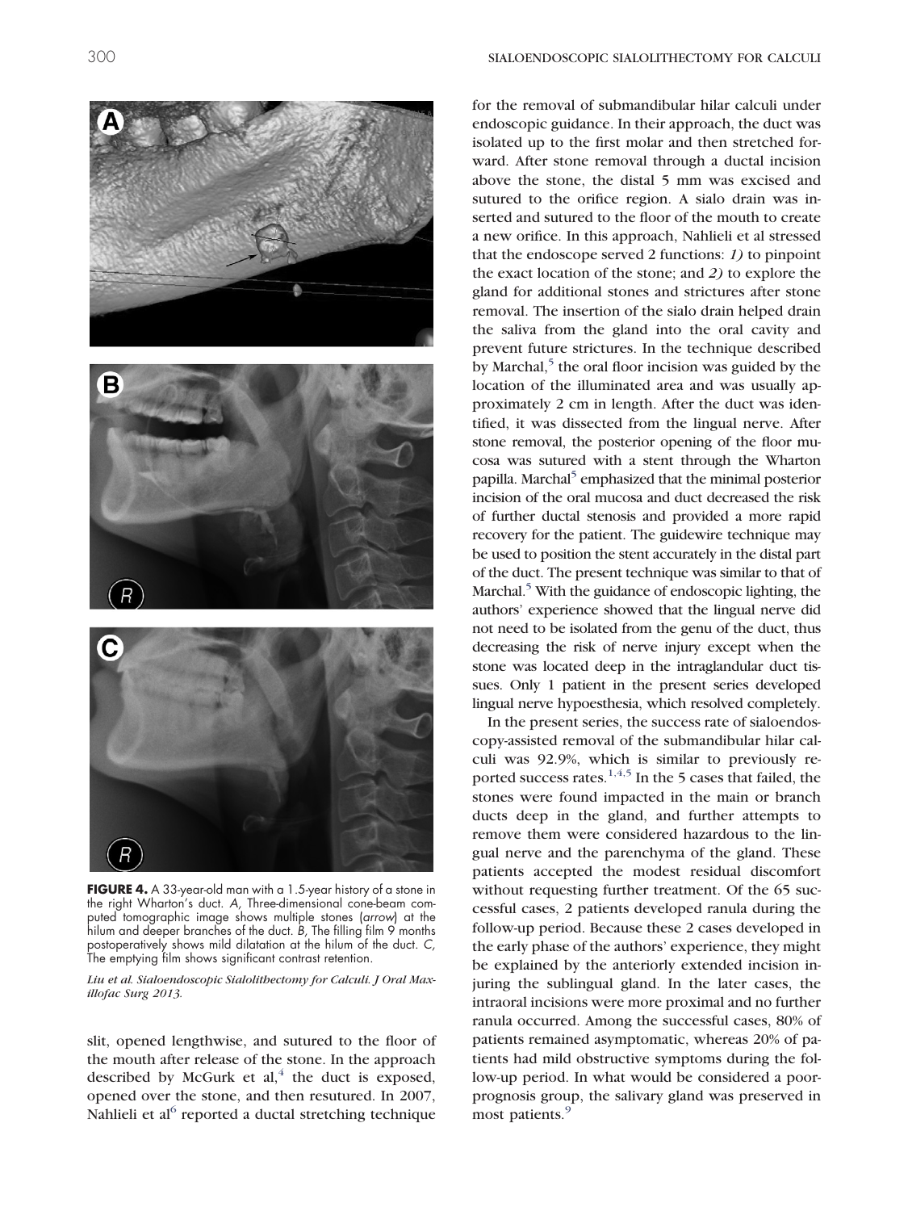**FIGURE 4.** A 33-year-old man with a 1.5-year history of a stone in the right Wharton's duct. *A*, Three-dimensional cone-beam computed tomographic image shows multiple stones (*arrow*) at the hilum and deeper branches of the duct. *B*, The filling film 9 months postoperatively shows mild dilatation at the hilum of the duct. *C*, The emptying film shows significant contrast retention.

*Liu et al. Sialoendoscopic Sialolithectomy for Calculi. J Oral Maxillofac Surg 2013.*

slit, opened lengthwise, and sutured to the floor of the mouth after release of the stone. In the approach described by McGurk et al,[4] the duct is exposed, opened over the stone, and then resutured. In 2007, Nahlieli et al[6] reported a ductal stretching technique for the removal of submandibular hilar calculi under endoscopic guidance. In their approach, the duct was isolated up to the first molar and then stretched forward. After stone removal through a ductal incision above the stone, the distal 5 mm was excised and sutured to the orifice region. A sialo drain was inserted and sutured to the floor of the mouth to create a new orifice. In this approach, Nahlieli et al stressed that the endoscope served 2 functions: *1)* to pinpoint the exact location of the stone; and *2)* to explore the gland for additional stones and strictures after stone removal. The insertion of the sialo drain helped drain the saliva from the gland into the oral cavity and prevent future strictures. In the technique described by Marchal,[5] the oral floor incision was guided by the location of the illuminated area and was usually approximately 2 cm in length. After the duct was identified, it was dissected from the lingual nerve. After stone removal, the posterior opening of the floor mucosa was sutured with a stent through the Wharton papilla. Marchal[5] emphasized that the minimal posterior incision of the oral mucosa and duct decreased the risk of further ductal stenosis and provided a more rapid recovery for the patient. The guidewire technique may be used to position the stent accurately in the distal part of the duct. The present technique was similar to that of Marchal.[5] With the guidance of endoscopic lighting, the authors' experience showed that the lingual nerve did not need to be isolated from the genu of the duct, thus decreasing the risk of nerve injury except when the stone was located deep in the intraglandular duct tissues. Only 1 patient in the present series developed lingual nerve hypoesthesia, which resolved completely.

In the present series, the success rate of sialoendoscopy-assisted removal of the submandibular hilar calculi was 92.9%, which is similar to previously reported success rates.[1,4,5] In the 5 cases that failed, the stones were found impacted in the main or branch ducts deep in the gland, and further attempts to remove them were considered hazardous to the lingual nerve and the parenchyma of the gland. These patients accepted the modest residual discomfort without requesting further treatment. Of the 65 successful cases, 2 patients developed ranula during the follow-up period. Because these 2 cases developed in the early phase of the authors' experience, they might be explained by the anteriorly extended incision injuring the sublingual gland. In the later cases, the intraoral incisions were more proximal and no further ranula occurred. Among the successful cases, 80% of patients remained asymptomatic, whereas 20% of patients had mild obstructive symptoms during the follow-up period. In what would be considered a poor-prognosis group, the salivary gland was preserved in most patients.[9]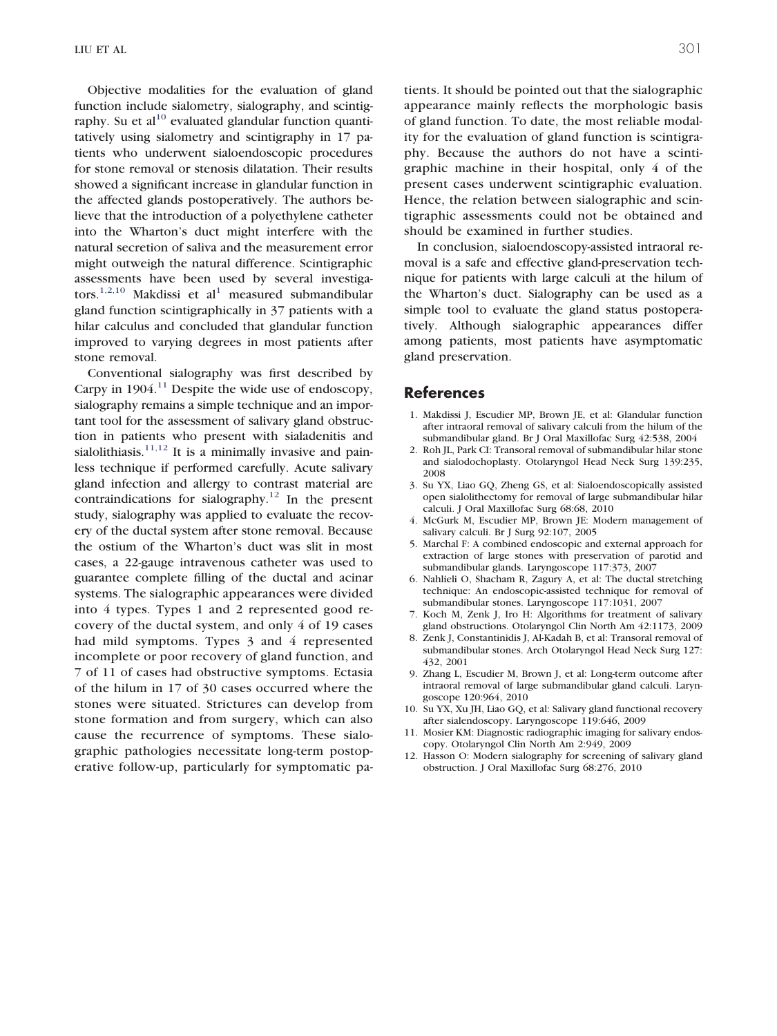Objective modalities for the evaluation of gland function include sialometry, sialography, and scintigraphy. Su et al[10] evaluated glandular function quantitatively using sialometry and scintigraphy in 17 patients who underwent sialoendoscopic procedures for stone removal or stenosis dilatation. Their results showed a significant increase in glandular function in the affected glands postoperatively. The authors believe that the introduction of a polyethylene catheter into the Wharton's duct might interfere with the natural secretion of saliva and the measurement error might outweigh the natural difference. Scintigraphic assessments have been used by several investigators.[1,2,10] Makdissi et al[1] measured submandibular gland function scintigraphically in 37 patients with a hilar calculus and concluded that glandular function improved to varying degrees in most patients after stone removal.

Conventional sialography was first described by Carpy in 1904.[11] Despite the wide use of endoscopy, sialography remains a simple technique and an important tool for the assessment of salivary gland obstruction in patients who present with sialadenitis and sialolithiasis.[11,12] It is a minimally invasive and painless technique if performed carefully. Acute salivary gland infection and allergy to contrast material are contraindications for sialography.[12] In the present study, sialography was applied to evaluate the recovery of the ductal system after stone removal. Because the ostium of the Wharton's duct was slit in most cases, a 22-gauge intravenous catheter was used to guarantee complete filling of the ductal and acinar systems. The sialographic appearances were divided into 4 types. Types 1 and 2 represented good recovery of the ductal system, and only 4 of 19 cases had mild symptoms. Types 3 and 4 represented incomplete or poor recovery of gland function, and 7 of 11 of cases had obstructive symptoms. Ectasia of the hilum in 17 of 30 cases occurred where the stones were situated. Strictures can develop from stone formation and from surgery, which can also cause the recurrence of symptoms. These sialographic pathologies necessitate long-term postoperative follow-up, particularly for symptomatic patients. It should be pointed out that the sialographic appearance mainly reflects the morphologic basis of gland function. To date, the most reliable modality for the evaluation of gland function is scintigraphy. Because the authors do not have a scintigraphic machine in their hospital, only 4 of the present cases underwent scintigraphic evaluation. Hence, the relation between sialographic and scintigraphic assessments could not be obtained and should be examined in further studies.

In conclusion, sialoendoscopy-assisted intraoral removal is a safe and effective gland-preservation technique for patients with large calculi at the hilum of the Wharton's duct. Sialography can be used as a simple tool to evaluate the gland status postoperatively. Although sialographic appearances differ among patients, most patients have asymptomatic gland preservation.

## References

1. Makdissi J, Escudier MP, Brown JE, et al: Glandular function after intraoral removal of salivary calculi from the hilum of the submandibular gland. Br J Oral Maxillofac Surg 42:538, 2004
2. Roh JL, Park CI: Transoral removal of submandibular hilar stone and sialodochoplasty. Otolaryngol Head Neck Surg 139:235, 2008
3. Su YX, Liao GQ, Zheng GS, et al: Sialoendoscopically assisted open sialolithectomy for removal of large submandibular hilar calculi. J Oral Maxillofac Surg 68:68, 2010
4. McGurk M, Escudier MP, Brown JE: Modern management of salivary calculi. Br J Surg 92:107, 2005
5. Marchal F: A combined endoscopic and external approach for extraction of large stones with preservation of parotid and submandibular glands. Laryngoscope 117:373, 2007
6. Nahlieli O, Shacham R, Zagury A, et al: The ductal stretching technique: An endoscopic-assisted technique for removal of submandibular stones. Laryngoscope 117:1031, 2007
7. Koch M, Zenk J, Iro H: Algorithms for treatment of salivary gland obstructions. Otolaryngol Clin North Am 42:1173, 2009
8. Zenk J, Constantinidis J, Al-Kadah B, et al: Transoral removal of submandibular stones. Arch Otolaryngol Head Neck Surg 127: 432, 2001
9. Zhang L, Escudier M, Brown J, et al: Long-term outcome after intraoral removal of large submandibular gland calculi. Laryngoscope 120:964, 2010
10. Su YX, Xu JH, Liao GQ, et al: Salivary gland functional recovery after sialendoscopy. Laryngoscope 119:646, 2009
11. Mosier KM: Diagnostic radiographic imaging for salivary endoscopy. Otolaryngol Clin North Am 2:949, 2009
12. Hasson O: Modern sialography for screening of salivary gland obstruction. J Oral Maxillofac Surg 68:276, 2010